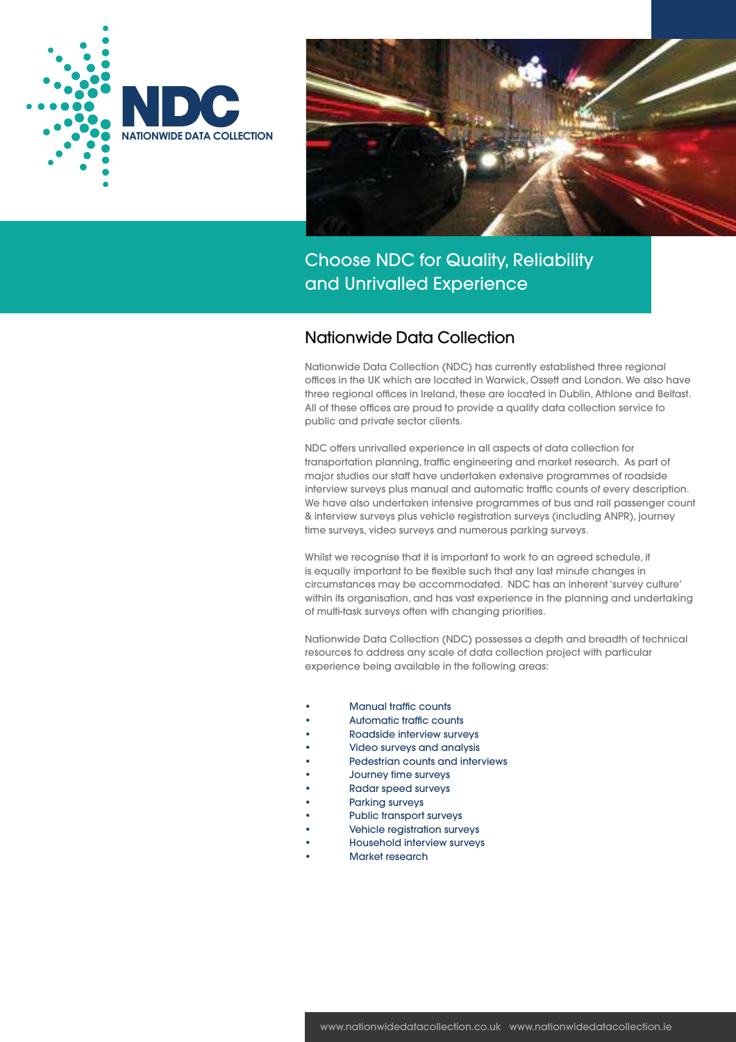# NDC

NATIONWIDE DATA COLLECTION

## Choose NDC for Quality, Reliability and Unrivalled Experience

## Nationwide Data Collection

Nationwide Data Collection (NDC) has currently established three regional offices in the UK which are located in Warwick, Ossett and London. We also have three regional offices in Ireland, these are located in Dublin, Athlone and Belfast. All of these offices are proud to provide a quality data collection service to public and private sector clients.

NDC offers unrivalled experience in all aspects of data collection for transportation planning, traffic engineering and market research. As part of major studies our staff have undertaken extensive programmes of roadside interview surveys plus manual and automatic traffic counts of every description. We have also undertaken intensive programmes of bus and rail passenger count & interview surveys plus vehicle registration surveys (including ANPR), journey time surveys, video surveys and numerous parking surveys.

Whilst we recognise that it is important to work to an agreed schedule, it is equally important to be flexible such that any last minute changes in circumstances may be accommodated. NDC has an inherent 'survey culture' within its organisation, and has vast experience in the planning and undertaking of multi-task surveys often with changing priorities.

Nationwide Data Collection (NDC) possesses a depth and breadth of technical resources to address any scale of data collection project with particular experience being available in the following areas:

- Manual traffic counts
- Automatic traffic counts
- Roadside interview surveys
- Video surveys and analysis
- Pedestrian counts and interviews
- Journey time surveys
- Radar speed surveys
- Parking surveys
- Public transport surveys
- Vehicle registration surveys
- Household interview surveys
- Market research

www.nationwidedatacollection.co.uk www.nationwidedatacollection.ie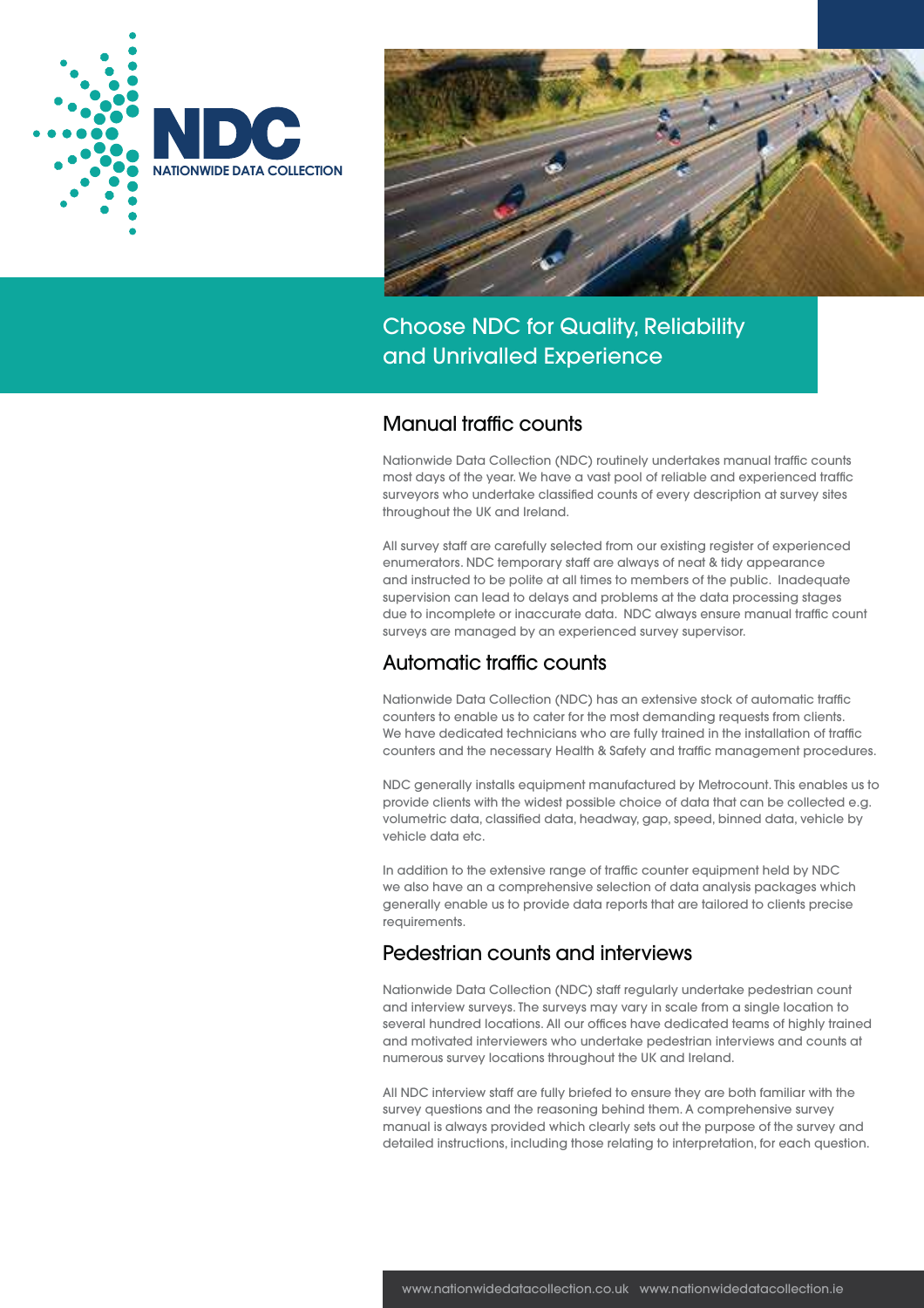# NDC

NATIONWIDE DATA COLLECTION

## Choose NDC for Quality, Reliability and Unrivalled Experience

### Manual traffic counts

Nationwide Data Collection (NDC) routinely undertakes manual traffic counts most days of the year. We have a vast pool of reliable and experienced traffic surveyors who undertake classified counts of every description at survey sites throughout the UK and Ireland.

All survey staff are carefully selected from our existing register of experienced enumerators. NDC temporary staff are always of neat & tidy appearance and instructed to be polite at all times to members of the public. Inadequate supervision can lead to delays and problems at the data processing stages due to incomplete or inaccurate data. NDC always ensure manual traffic count surveys are managed by an experienced survey supervisor.

### Automatic traffic counts

Nationwide Data Collection (NDC) has an extensive stock of automatic traffic counters to enable us to cater for the most demanding requests from clients. We have dedicated technicians who are fully trained in the installation of traffic counters and the necessary Health & Safety and traffic management procedures.

NDC generally installs equipment manufactured by Metrocount. This enables us to provide clients with the widest possible choice of data that can be collected e.g. volumetric data, classified data, headway, gap, speed, binned data, vehicle by vehicle data etc.

In addition to the extensive range of traffic counter equipment held by NDC we also have an a comprehensive selection of data analysis packages which generally enable us to provide data reports that are tailored to clients precise requirements.

### Pedestrian counts and interviews

Nationwide Data Collection (NDC) staff regularly undertake pedestrian count and interview surveys. The surveys may vary in scale from a single location to several hundred locations. All our offices have dedicated teams of highly trained and motivated interviewers who undertake pedestrian interviews and counts at numerous survey locations throughout the UK and Ireland.

All NDC interview staff are fully briefed to ensure they are both familiar with the survey questions and the reasoning behind them. A comprehensive survey manual is always provided which clearly sets out the purpose of the survey and detailed instructions, including those relating to interpretation, for each question.

www.nationwidedatacollection.co.uk www.nationwidedatacollection.ie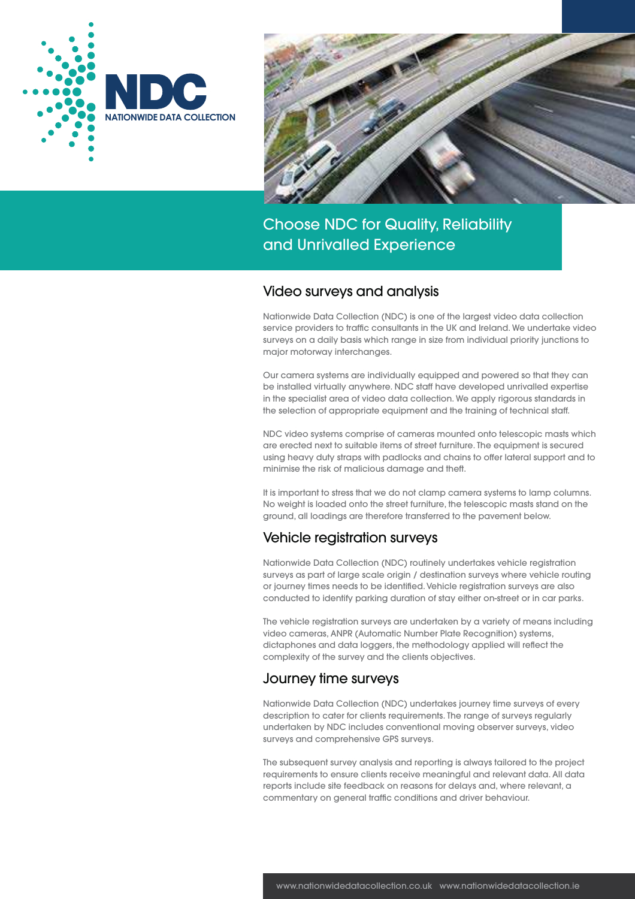# NDC

NATIONWIDE DATA COLLECTION

Choose NDC for Quality, Reliability and Unrivalled Experience

## Video surveys and analysis

Nationwide Data Collection (NDC) is one of the largest video data collection service providers to traffic consultants in the UK and Ireland. We undertake video surveys on a daily basis which range in size from individual priority junctions to major motorway interchanges.

Our camera systems are individually equipped and powered so that they can be installed virtually anywhere. NDC staff have developed unrivalled expertise in the specialist area of video data collection. We apply rigorous standards in the selection of appropriate equipment and the training of technical staff.

NDC video systems comprise of cameras mounted onto telescopic masts which are erected next to suitable items of street furniture. The equipment is secured using heavy duty straps with padlocks and chains to offer lateral support and to minimise the risk of malicious damage and theft.

It is important to stress that we do not clamp camera systems to lamp columns. No weight is loaded onto the street furniture, the telescopic masts stand on the ground, all loadings are therefore transferred to the pavement below.

## Vehicle registration surveys

Nationwide Data Collection (NDC) routinely undertakes vehicle registration surveys as part of large scale origin / destination surveys where vehicle routing or journey times needs to be identified. Vehicle registration surveys are also conducted to identify parking duration of stay either on-street or in car parks.

The vehicle registration surveys are undertaken by a variety of means including video cameras, ANPR (Automatic Number Plate Recognition) systems, dictaphones and data loggers, the methodology applied will reflect the complexity of the survey and the clients objectives.

## Journey time surveys

Nationwide Data Collection (NDC) undertakes journey time surveys of every description to cater for clients requirements. The range of surveys regularly undertaken by NDC includes conventional moving observer surveys, video surveys and comprehensive GPS surveys.

The subsequent survey analysis and reporting is always tailored to the project requirements to ensure clients receive meaningful and relevant data. All data reports include site feedback on reasons for delays and, where relevant, a commentary on general traffic conditions and driver behaviour.

www.nationwidedatacollection.co.uk www.nationwidedatacollection.ie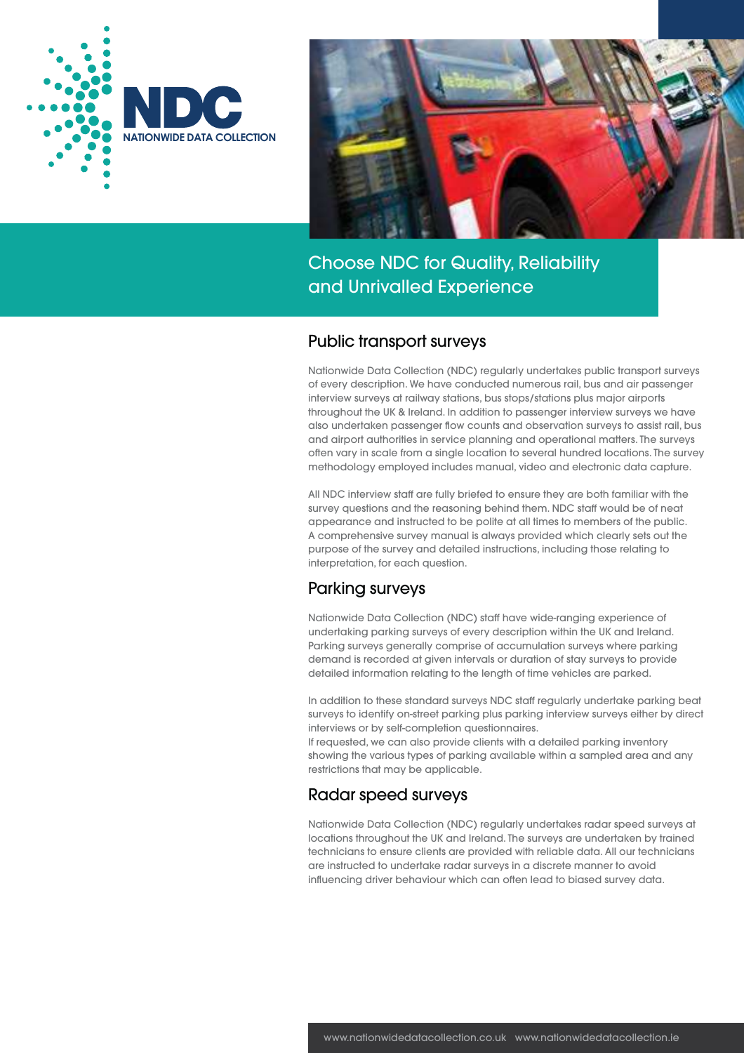# NDC

NATIONWIDE DATA COLLECTION

## Choose NDC for Quality, Reliability and Unrivalled Experience

### Public transport surveys

Nationwide Data Collection (NDC) regularly undertakes public transport surveys of every description. We have conducted numerous rail, bus and air passenger interview surveys at railway stations, bus stops/stations plus major airports throughout the UK & Ireland. In addition to passenger interview surveys we have also undertaken passenger flow counts and observation surveys to assist rail, bus and airport authorities in service planning and operational matters. The surveys often vary in scale from a single location to several hundred locations. The survey methodology employed includes manual, video and electronic data capture.

All NDC interview staff are fully briefed to ensure they are both familiar with the survey questions and the reasoning behind them. NDC staff would be of neat appearance and instructed to be polite at all times to members of the public. A comprehensive survey manual is always provided which clearly sets out the purpose of the survey and detailed instructions, including those relating to interpretation, for each question.

### Parking surveys

Nationwide Data Collection (NDC) staff have wide-ranging experience of undertaking parking surveys of every description within the UK and Ireland. Parking surveys generally comprise of accumulation surveys where parking demand is recorded at given intervals or duration of stay surveys to provide detailed information relating to the length of time vehicles are parked.

In addition to these standard surveys NDC staff regularly undertake parking beat surveys to identify on-street parking plus parking interview surveys either by direct interviews or by self-completion questionnaires.
If requested, we can also provide clients with a detailed parking inventory showing the various types of parking available within a sampled area and any restrictions that may be applicable.

### Radar speed surveys

Nationwide Data Collection (NDC) regularly undertakes radar speed surveys at locations throughout the UK and Ireland. The surveys are undertaken by trained technicians to ensure clients are provided with reliable data. All our technicians are instructed to undertake radar surveys in a discrete manner to avoid influencing driver behaviour which can often lead to biased survey data.

www.nationwidedatacollection.co.uk www.nationwidedatacollection.ie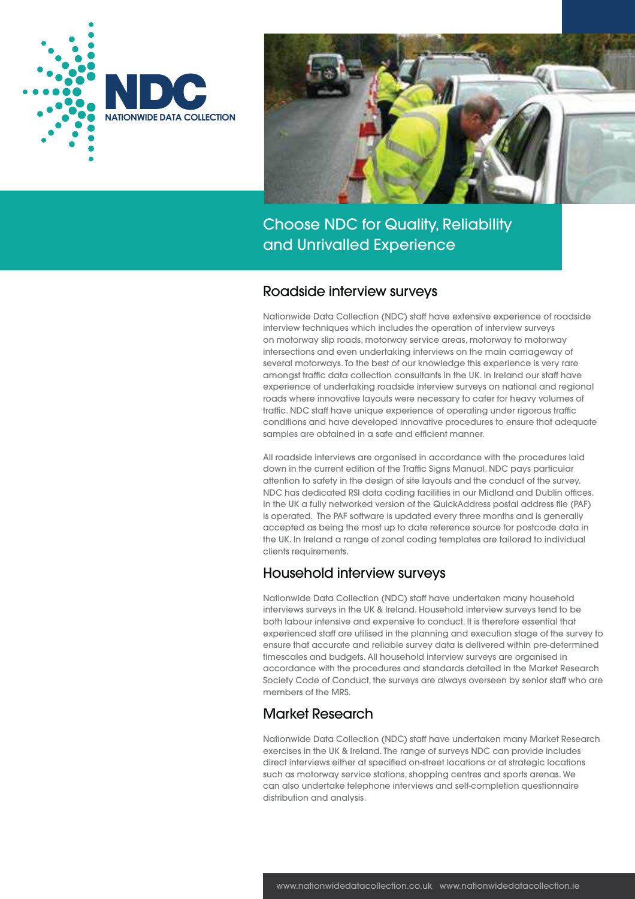NDC

NATIONWIDE DATA COLLECTION

## Choose NDC for Quality, Reliability and Unrivalled Experience

### Roadside interview surveys

Nationwide Data Collection (NDC) staff have extensive experience of roadside interview techniques which includes the operation of interview surveys on motorway slip roads, motorway service areas, motorway to motorway intersections and even undertaking interviews on the main carriageway of several motorways. To the best of our knowledge this experience is very rare amongst traffic data collection consultants in the UK. In Ireland our staff have experience of undertaking roadside interview surveys on national and regional roads where innovative layouts were necessary to cater for heavy volumes of traffic. NDC staff have unique experience of operating under rigorous traffic conditions and have developed innovative procedures to ensure that adequate samples are obtained in a safe and efficient manner.

All roadside interviews are organised in accordance with the procedures laid down in the current edition of the Traffic Signs Manual. NDC pays particular attention to safety in the design of site layouts and the conduct of the survey. NDC has dedicated RSI data coding facilities in our Midland and Dublin offices. In the UK a fully networked version of the QuickAddress postal address file (PAF) is operated. The PAF software is updated every three months and is generally accepted as being the most up to date reference source for postcode data in the UK. In Ireland a range of zonal coding templates are tailored to individual clients requirements.

### Household interview surveys

Nationwide Data Collection (NDC) staff have undertaken many household interviews surveys in the UK & Ireland. Household interview surveys tend to be both labour intensive and expensive to conduct. It is therefore essential that experienced staff are utilised in the planning and execution stage of the survey to ensure that accurate and reliable survey data is delivered within pre-determined timescales and budgets. All household interview surveys are organised in accordance with the procedures and standards detailed in the Market Research Society Code of Conduct, the surveys are always overseen by senior staff who are members of the MRS.

### Market Research

Nationwide Data Collection (NDC) staff have undertaken many Market Research exercises in the UK & Ireland. The range of surveys NDC can provide includes direct interviews either at specified on-street locations or at strategic locations such as motorway service stations, shopping centres and sports arenas. We can also undertake telephone interviews and self-completion questionnaire distribution and analysis.

www.nationwidedatacollection.co.uk www.nationwidedatacollection.ie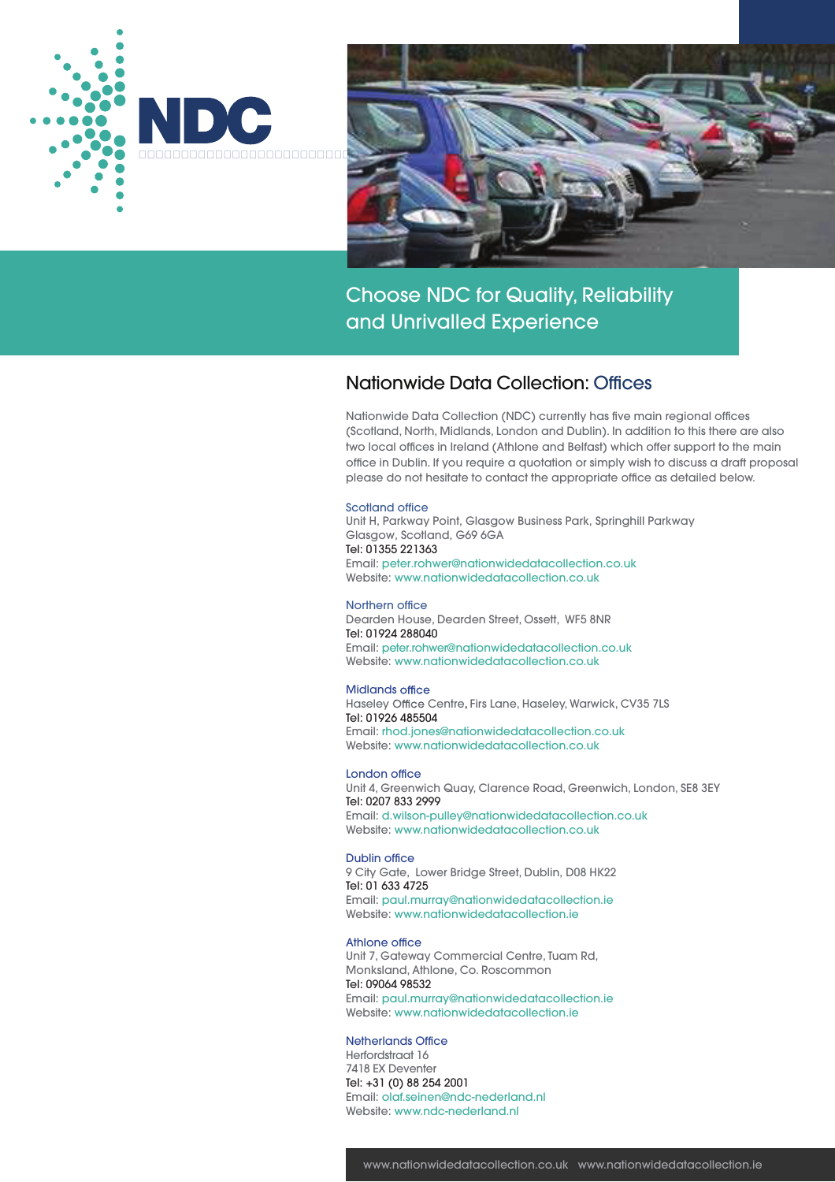NDC

Choose NDC for Quality, Reliability and Unrivalled Experience

## Nationwide Data Collection: Offices

Nationwide Data Collection (NDC) currently has five main regional offices (Scotland, North, Midlands, London and Dublin). In addition to this there are also two local offices in Ireland (Athlone and Belfast) which offer support to the main office in Dublin. If you require a quotation or simply wish to discuss a draft proposal please do not hesitate to contact the appropriate office as detailed below.

### Scotland office

Unit H, Parkway Point, Glasgow Business Park, Springhill Parkway
Glasgow, Scotland, G69 6GA
Tel: 01355 221363
Email: peter.rohwer@nationwidedatacollection.co.uk
Website: www.nationwidedatacollection.co.uk

### Northern office

Dearden House, Dearden Street, Ossett, WF5 8NR
Tel: 01924 288040
Email: peter.rohwer@nationwidedatacollection.co.uk
Website: www.nationwidedatacollection.co.uk

### Midlands office

Haseley Office Centre, Firs Lane, Haseley, Warwick, CV35 7LS
Tel: 01926 485504
Email: rhod.jones@nationwidedatacollection.co.uk
Website: www.nationwidedatacollection.co.uk

### London office

Unit 4, Greenwich Quay, Clarence Road, Greenwich, London, SE8 3EY
Tel: 0207 833 2999
Email: d.wilson-pulley@nationwidedatacollection.co.uk
Website: www.nationwidedatacollection.co.uk

### Dublin office

9 City Gate, Lower Bridge Street, Dublin, D08 HK22
Tel: 01 633 4725
Email: paul.murray@nationwidedatacollection.ie
Website: www.nationwidedatacollection.ie

### Athlone office

Unit 7, Gateway Commercial Centre, Tuam Rd,
Monksland, Athlone, Co. Roscommon
Tel: 09064 98532
Email: paul.murray@nationwidedatacollection.ie
Website: www.nationwidedatacollection.ie

### Netherlands Office

Herfordstraat 16
7418 EX Deventer
Tel: +31 (0) 88 254 2001
Email: olaf.seinen@ndc-nederland.nl
Website: www.ndc-nederland.nl

www.nationwidedatacollection.co.uk www.nationwidedatacollection.ie